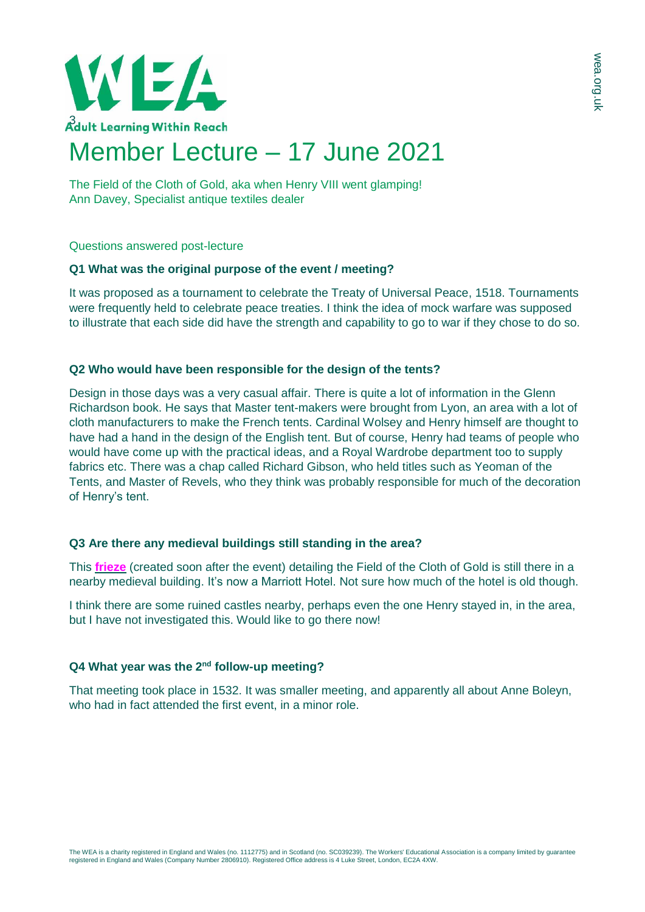WEA

Adult Learning Within Reach

# Member Lecture – 17 June 2021

The Field of the Cloth of Gold, aka when Henry VIII went glamping!
Ann Davey, Specialist antique textiles dealer

## Questions answered post-lecture

### Q1 What was the original purpose of the event / meeting?

It was proposed as a tournament to celebrate the Treaty of Universal Peace, 1518. Tournaments were frequently held to celebrate peace treaties. I think the idea of mock warfare was supposed to illustrate that each side did have the strength and capability to go to war if they chose to do so.

### Q2 Who would have been responsible for the design of the tents?

Design in those days was a very casual affair. There is quite a lot of information in the Glenn Richardson book. He says that Master tent-makers were brought from Lyon, an area with a lot of cloth manufacturers to make the French tents. Cardinal Wolsey and Henry himself are thought to have had a hand in the design of the English tent. But of course, Henry had teams of people who would have come up with the practical ideas, and a Royal Wardrobe department too to supply fabrics etc. There was a chap called Richard Gibson, who held titles such as Yeoman of the Tents, and Master of Revels, who they think was probably responsible for much of the decoration of Henry's tent.

### Q3 Are there any medieval buildings still standing in the area?

This **frieze** (created soon after the event) detailing the Field of the Cloth of Gold is still there in a nearby medieval building. It's now a Marriott Hotel. Not sure how much of the hotel is old though.

I think there are some ruined castles nearby, perhaps even the one Henry stayed in, in the area, but I have not investigated this. Would like to go there now!

### Q4 What year was the 2nd follow-up meeting?

That meeting took place in 1532. It was smaller meeting, and apparently all about Anne Boleyn, who had in fact attended the first event, in a minor role.

The WEA is a charity registered in England and Wales (no. 1112775) and in Scotland (no. SC039239). The Workers' Educational Association is a company limited by guarantee registered in England and Wales (Company Number 2806910). Registered Office address is 4 Luke Street, London, EC2A 4XW.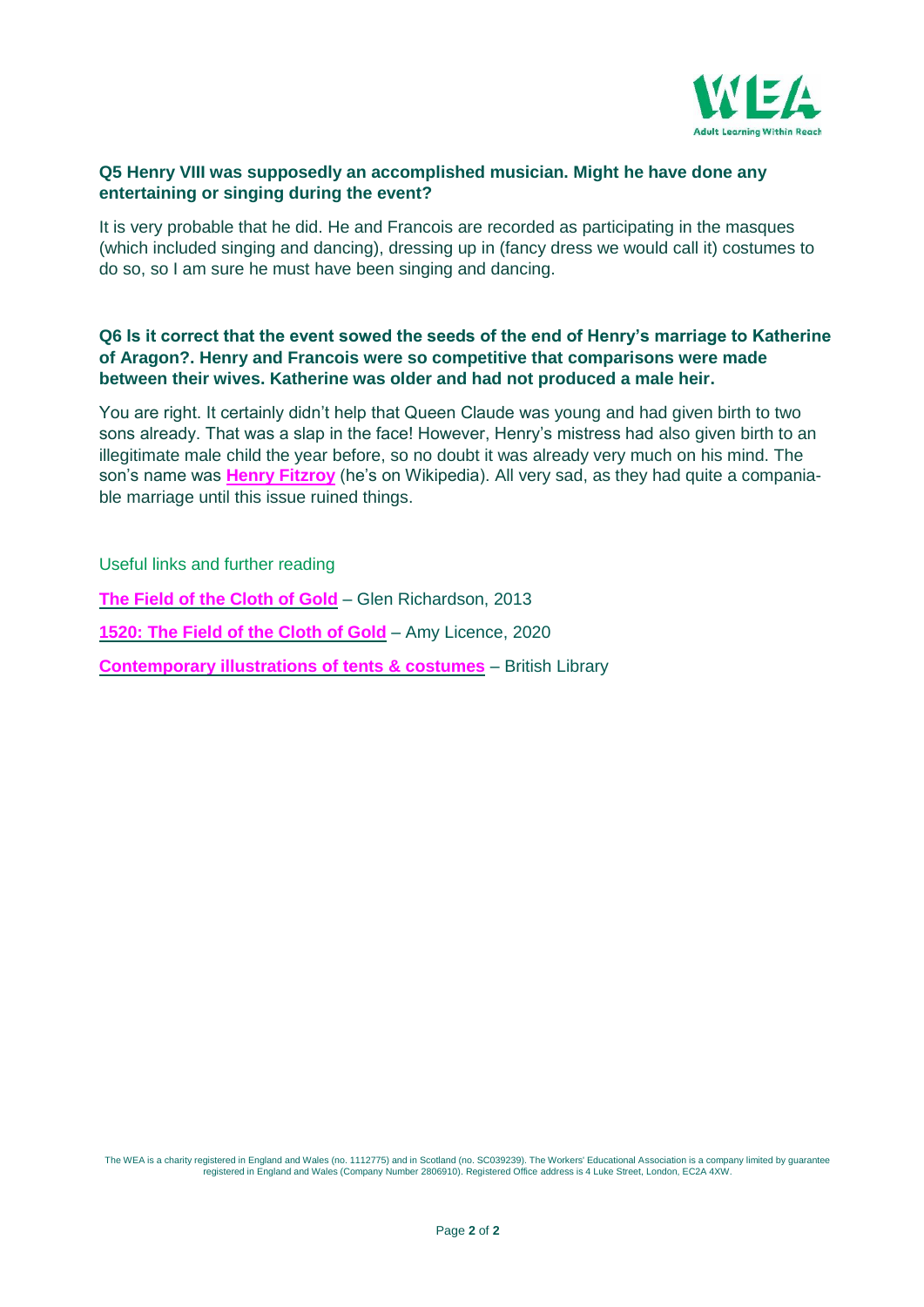**Q5 Henry VIII was supposedly an accomplished musician. Might he have done any entertaining or singing during the event?**

It is very probable that he did. He and Francois are recorded as participating in the masques (which included singing and dancing), dressing up in (fancy dress we would call it) costumes to do so, so I am sure he must have been singing and dancing.

**Q6 Is it correct that the event sowed the seeds of the end of Henry's marriage to Katherine of Aragon?. Henry and Francois were so competitive that comparisons were made between their wives. Katherine was older and had not produced a male heir.**

You are right. It certainly didn't help that Queen Claude was young and had given birth to two sons already. That was a slap in the face! However, Henry's mistress had also given birth to an illegitimate male child the year before, so no doubt it was already very much on his mind. The son's name was **Henry Fitzroy** (he's on Wikipedia). All very sad, as they had quite a companiable marriage until this issue ruined things.

Useful links and further reading

**The Field of the Cloth of Gold** – Glen Richardson, 2013

**1520: The Field of the Cloth of Gold** – Amy Licence, 2020

**Contemporary illustrations of tents & costumes** – British Library

The WEA is a charity registered in England and Wales (no. 1112775) and in Scotland (no. SC039239). The Workers' Educational Association is a company limited by guarantee registered in England and Wales (Company Number 2806910). Registered Office address is 4 Luke Street, London, EC2A 4XW.